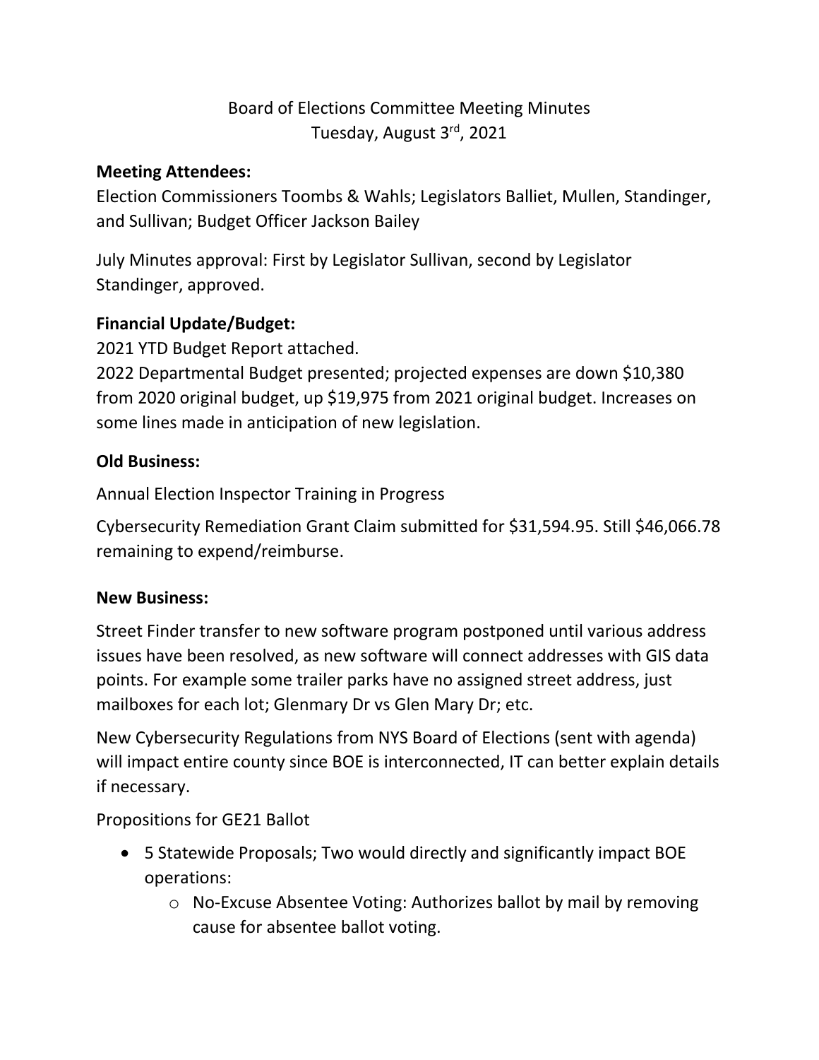# Board of Elections Committee Meeting Minutes
Tuesday, August 3rd, 2021

**Meeting Attendees:**

Election Commissioners Toombs & Wahls; Legislators Balliet, Mullen, Standinger, and Sullivan; Budget Officer Jackson Bailey

July Minutes approval: First by Legislator Sullivan, second by Legislator Standinger, approved.

## Financial Update/Budget:

2021 YTD Budget Report attached.

2022 Departmental Budget presented; projected expenses are down $10,380 from 2020 original budget, up $19,975 from 2021 original budget. Increases on some lines made in anticipation of new legislation.

## Old Business:

Annual Election Inspector Training in Progress

Cybersecurity Remediation Grant Claim submitted for $31,594.95. Still $46,066.78 remaining to expend/reimburse.

## New Business:

Street Finder transfer to new software program postponed until various address issues have been resolved, as new software will connect addresses with GIS data points. For example some trailer parks have no assigned street address, just mailboxes for each lot; Glenmary Dr vs Glen Mary Dr; etc.

New Cybersecurity Regulations from NYS Board of Elections (sent with agenda) will impact entire county since BOE is interconnected, IT can better explain details if necessary.

Propositions for GE21 Ballot

- 5 Statewide Proposals; Two would directly and significantly impact BOE operations:
    - No-Excuse Absentee Voting: Authorizes ballot by mail by removing cause for absentee ballot voting.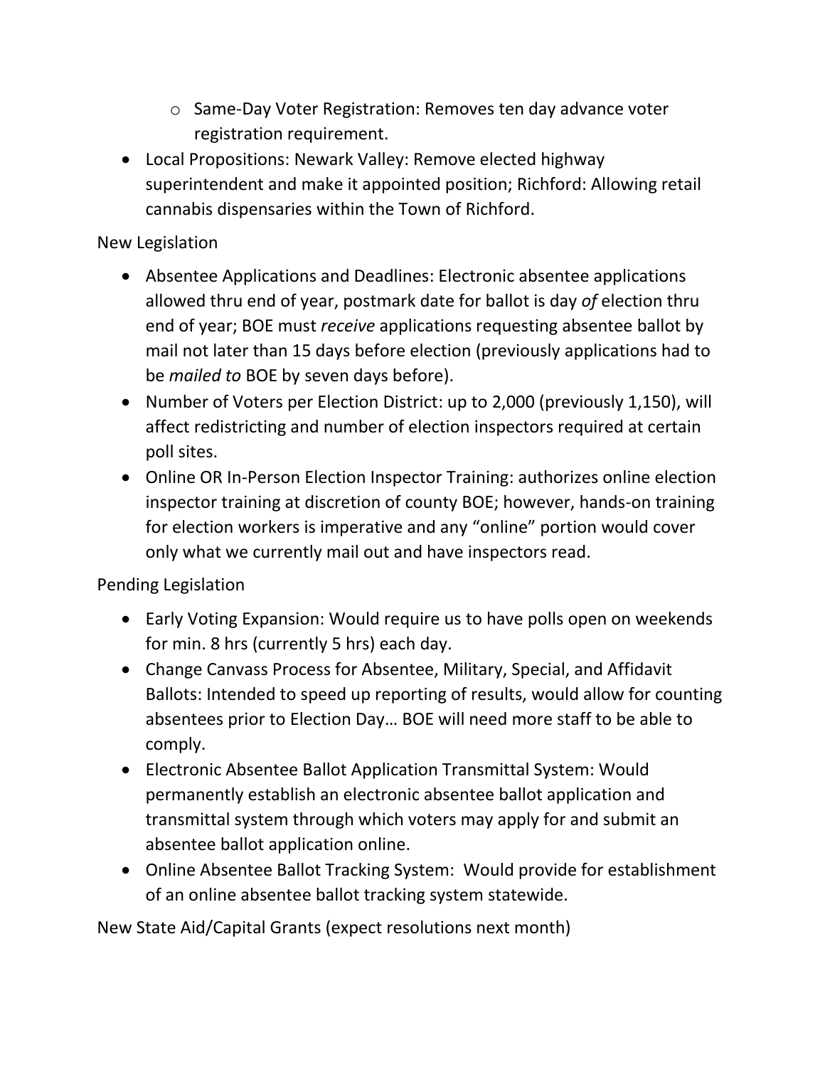- Same-Day Voter Registration: Removes ten day advance voter registration requirement.

- Local Propositions: Newark Valley: Remove elected highway superintendent and make it appointed position; Richford: Allowing retail cannabis dispensaries within the Town of Richford.

New Legislation

- Absentee Applications and Deadlines: Electronic absentee applications allowed thru end of year, postmark date for ballot is day *of* election thru end of year; BOE must *receive* applications requesting absentee ballot by mail not later than 15 days before election (previously applications had to be *mailed to* BOE by seven days before).
- Number of Voters per Election District: up to 2,000 (previously 1,150), will affect redistricting and number of election inspectors required at certain poll sites.
- Online OR In-Person Election Inspector Training: authorizes online election inspector training at discretion of county BOE; however, hands-on training for election workers is imperative and any "online" portion would cover only what we currently mail out and have inspectors read.

Pending Legislation

- Early Voting Expansion: Would require us to have polls open on weekends for min. 8 hrs (currently 5 hrs) each day.
- Change Canvass Process for Absentee, Military, Special, and Affidavit Ballots: Intended to speed up reporting of results, would allow for counting absentees prior to Election Day… BOE will need more staff to be able to comply.
- Electronic Absentee Ballot Application Transmittal System: Would permanently establish an electronic absentee ballot application and transmittal system through which voters may apply for and submit an absentee ballot application online.
- Online Absentee Ballot Tracking System: Would provide for establishment of an online absentee ballot tracking system statewide.

New State Aid/Capital Grants (expect resolutions next month)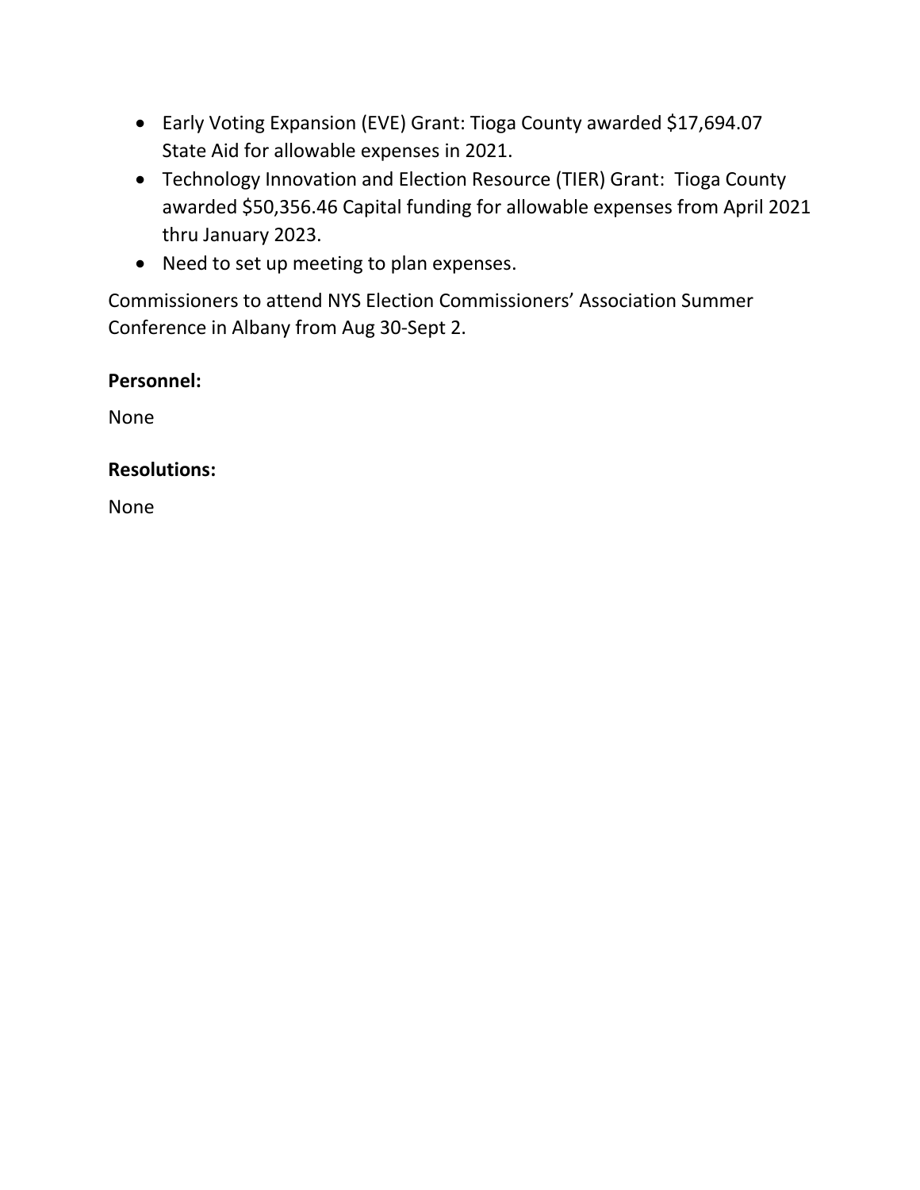- Early Voting Expansion (EVE) Grant: Tioga County awarded $17,694.07 State Aid for allowable expenses in 2021.
- Technology Innovation and Election Resource (TIER) Grant: Tioga County awarded $50,356.46 Capital funding for allowable expenses from April 2021 thru January 2023.
- Need to set up meeting to plan expenses.

Commissioners to attend NYS Election Commissioners' Association Summer Conference in Albany from Aug 30-Sept 2.

**Personnel:**

None

**Resolutions:**

None